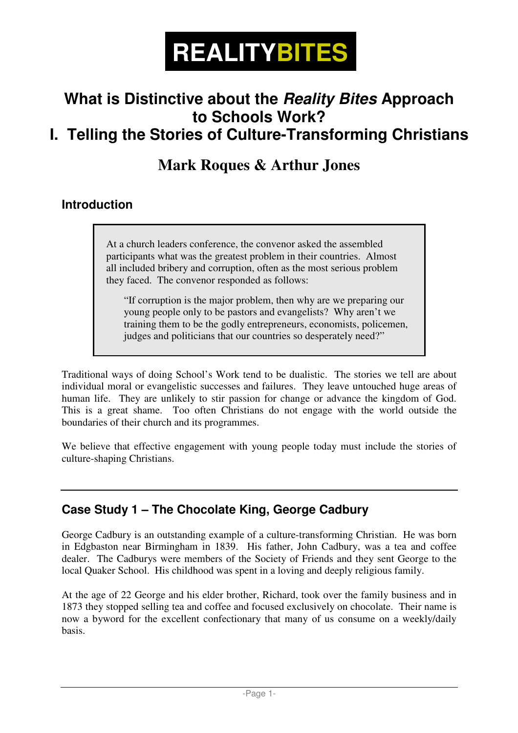# REALITYBITES

## What is Distinctive about the *Reality Bites* Approach to Schools Work?

## I. Telling the Stories of Culture-Transforming Christians

### Mark Roques & Arthur Jones

### Introduction

> At a church leaders conference, the convenor asked the assembled participants what was the greatest problem in their countries. Almost all included bribery and corruption, often as the most serious problem they faced. The convenor responded as follows:
>
> > "If corruption is the major problem, then why are we preparing our young people only to be pastors and evangelists? Why aren't we training them to be the godly entrepreneurs, economists, policemen, judges and politicians that our countries so desperately need?"

Traditional ways of doing School's Work tend to be dualistic. The stories we tell are about individual moral or evangelistic successes and failures. They leave untouched huge areas of human life. They are unlikely to stir passion for change or advance the kingdom of God. This is a great shame. Too often Christians do not engage with the world outside the boundaries of their church and its programmes.

We believe that effective engagement with young people today must include the stories of culture-shaping Christians.

---

### Case Study 1 – The Chocolate King, George Cadbury

George Cadbury is an outstanding example of a culture-transforming Christian. He was born in Edgbaston near Birmingham in 1839. His father, John Cadbury, was a tea and coffee dealer. The Cadburys were members of the Society of Friends and they sent George to the local Quaker School. His childhood was spent in a loving and deeply religious family.

At the age of 22 George and his elder brother, Richard, took over the family business and in 1873 they stopped selling tea and coffee and focused exclusively on chocolate. Their name is now a byword for the excellent confectionary that many of us consume on a weekly/daily basis.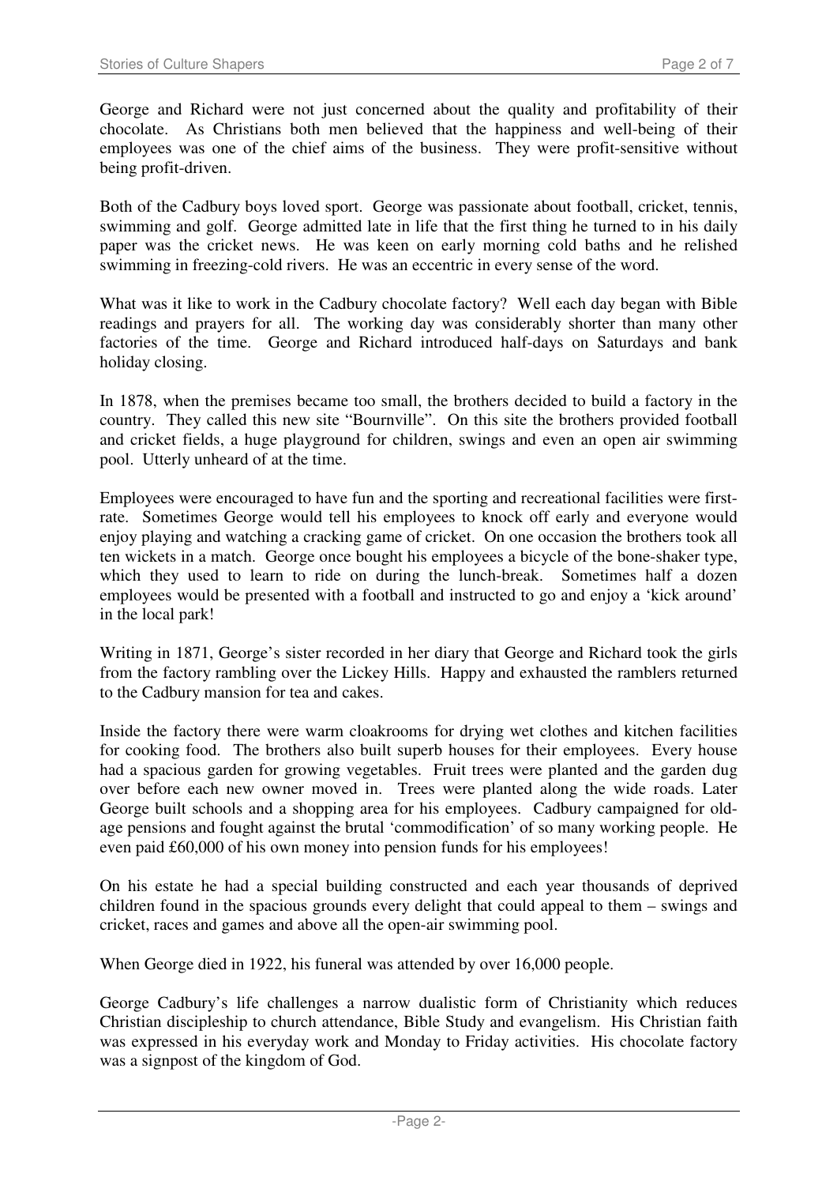George and Richard were not just concerned about the quality and profitability of their chocolate. As Christians both men believed that the happiness and well-being of their employees was one of the chief aims of the business. They were profit-sensitive without being profit-driven.

Both of the Cadbury boys loved sport. George was passionate about football, cricket, tennis, swimming and golf. George admitted late in life that the first thing he turned to in his daily paper was the cricket news. He was keen on early morning cold baths and he relished swimming in freezing-cold rivers. He was an eccentric in every sense of the word.

What was it like to work in the Cadbury chocolate factory? Well each day began with Bible readings and prayers for all. The working day was considerably shorter than many other factories of the time. George and Richard introduced half-days on Saturdays and bank holiday closing.

In 1878, when the premises became too small, the brothers decided to build a factory in the country. They called this new site "Bournville". On this site the brothers provided football and cricket fields, a huge playground for children, swings and even an open air swimming pool. Utterly unheard of at the time.

Employees were encouraged to have fun and the sporting and recreational facilities were first-rate. Sometimes George would tell his employees to knock off early and everyone would enjoy playing and watching a cracking game of cricket. On one occasion the brothers took all ten wickets in a match. George once bought his employees a bicycle of the bone-shaker type, which they used to learn to ride on during the lunch-break. Sometimes half a dozen employees would be presented with a football and instructed to go and enjoy a 'kick around' in the local park!

Writing in 1871, George's sister recorded in her diary that George and Richard took the girls from the factory rambling over the Lickey Hills. Happy and exhausted the ramblers returned to the Cadbury mansion for tea and cakes.

Inside the factory there were warm cloakrooms for drying wet clothes and kitchen facilities for cooking food. The brothers also built superb houses for their employees. Every house had a spacious garden for growing vegetables. Fruit trees were planted and the garden dug over before each new owner moved in. Trees were planted along the wide roads. Later George built schools and a shopping area for his employees. Cadbury campaigned for old-age pensions and fought against the brutal 'commodification' of so many working people. He even paid £60,000 of his own money into pension funds for his employees!

On his estate he had a special building constructed and each year thousands of deprived children found in the spacious grounds every delight that could appeal to them – swings and cricket, races and games and above all the open-air swimming pool.

When George died in 1922, his funeral was attended by over 16,000 people.

George Cadbury's life challenges a narrow dualistic form of Christianity which reduces Christian discipleship to church attendance, Bible Study and evangelism. His Christian faith was expressed in his everyday work and Monday to Friday activities. His chocolate factory was a signpost of the kingdom of God.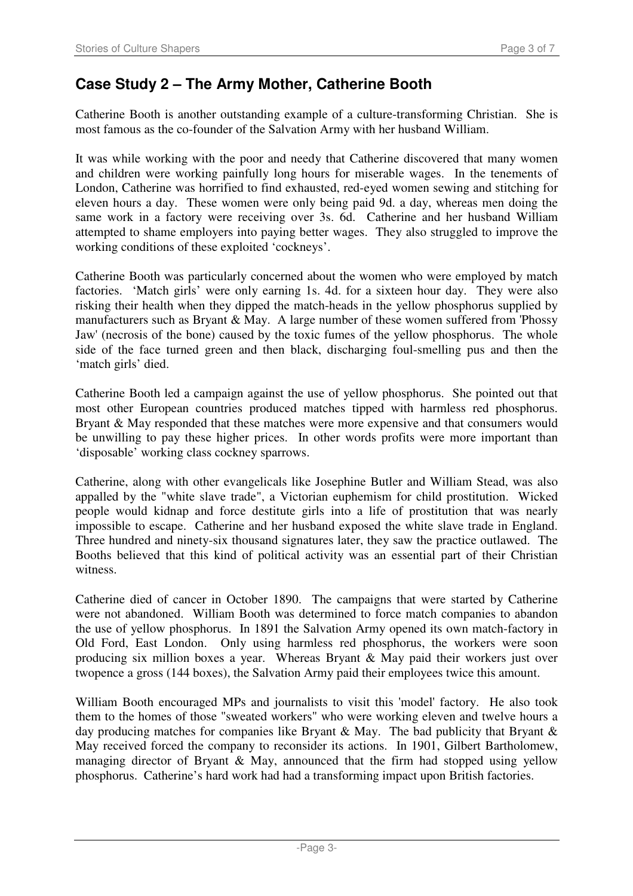## Case Study 2 – The Army Mother, Catherine Booth

Catherine Booth is another outstanding example of a culture-transforming Christian. She is most famous as the co-founder of the Salvation Army with her husband William.

It was while working with the poor and needy that Catherine discovered that many women and children were working painfully long hours for miserable wages. In the tenements of London, Catherine was horrified to find exhausted, red-eyed women sewing and stitching for eleven hours a day. These women were only being paid 9d. a day, whereas men doing the same work in a factory were receiving over 3s. 6d. Catherine and her husband William attempted to shame employers into paying better wages. They also struggled to improve the working conditions of these exploited 'cockneys'.

Catherine Booth was particularly concerned about the women who were employed by match factories. 'Match girls' were only earning 1s. 4d. for a sixteen hour day. They were also risking their health when they dipped the match-heads in the yellow phosphorus supplied by manufacturers such as Bryant & May. A large number of these women suffered from 'Phossy Jaw' (necrosis of the bone) caused by the toxic fumes of the yellow phosphorus. The whole side of the face turned green and then black, discharging foul-smelling pus and then the 'match girls' died.

Catherine Booth led a campaign against the use of yellow phosphorus. She pointed out that most other European countries produced matches tipped with harmless red phosphorus. Bryant & May responded that these matches were more expensive and that consumers would be unwilling to pay these higher prices. In other words profits were more important than 'disposable' working class cockney sparrows.

Catherine, along with other evangelicals like Josephine Butler and William Stead, was also appalled by the "white slave trade", a Victorian euphemism for child prostitution. Wicked people would kidnap and force destitute girls into a life of prostitution that was nearly impossible to escape. Catherine and her husband exposed the white slave trade in England. Three hundred and ninety-six thousand signatures later, they saw the practice outlawed. The Booths believed that this kind of political activity was an essential part of their Christian witness.

Catherine died of cancer in October 1890. The campaigns that were started by Catherine were not abandoned. William Booth was determined to force match companies to abandon the use of yellow phosphorus. In 1891 the Salvation Army opened its own match-factory in Old Ford, East London. Only using harmless red phosphorus, the workers were soon producing six million boxes a year. Whereas Bryant & May paid their workers just over twopence a gross (144 boxes), the Salvation Army paid their employees twice this amount.

William Booth encouraged MPs and journalists to visit this 'model' factory. He also took them to the homes of those "sweated workers" who were working eleven and twelve hours a day producing matches for companies like Bryant & May. The bad publicity that Bryant & May received forced the company to reconsider its actions. In 1901, Gilbert Bartholomew, managing director of Bryant & May, announced that the firm had stopped using yellow phosphorus. Catherine's hard work had had a transforming impact upon British factories.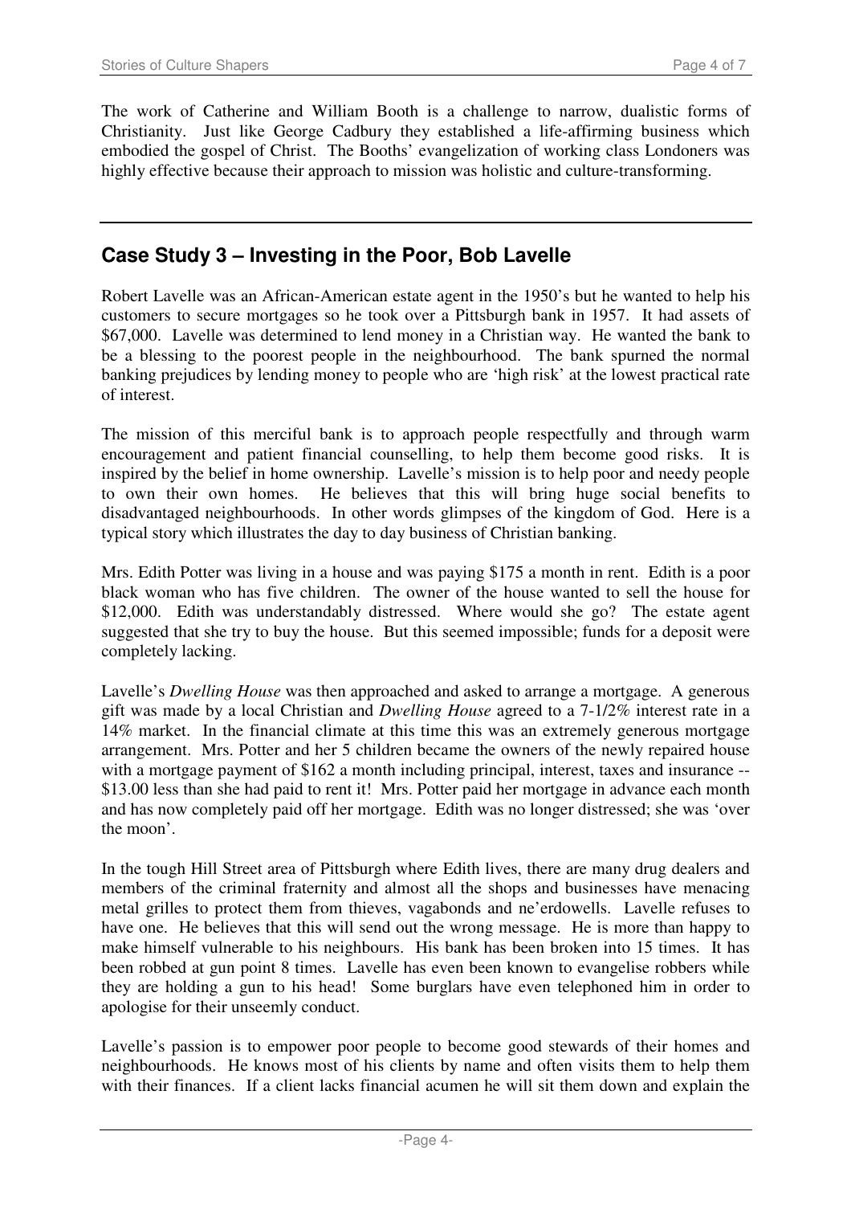The work of Catherine and William Booth is a challenge to narrow, dualistic forms of Christianity. Just like George Cadbury they established a life-affirming business which embodied the gospel of Christ. The Booths' evangelization of working class Londoners was highly effective because their approach to mission was holistic and culture-transforming.

---

## Case Study 3 – Investing in the Poor, Bob Lavelle

Robert Lavelle was an African-American estate agent in the 1950's but he wanted to help his customers to secure mortgages so he took over a Pittsburgh bank in 1957. It had assets of $67,000. Lavelle was determined to lend money in a Christian way. He wanted the bank to be a blessing to the poorest people in the neighbourhood. The bank spurned the normal banking prejudices by lending money to people who are 'high risk' at the lowest practical rate of interest.

The mission of this merciful bank is to approach people respectfully and through warm encouragement and patient financial counselling, to help them become good risks. It is inspired by the belief in home ownership. Lavelle's mission is to help poor and needy people to own their own homes. He believes that this will bring huge social benefits to disadvantaged neighbourhoods. In other words glimpses of the kingdom of God. Here is a typical story which illustrates the day to day business of Christian banking.

Mrs. Edith Potter was living in a house and was paying $175 a month in rent. Edith is a poor black woman who has five children. The owner of the house wanted to sell the house for $12,000. Edith was understandably distressed. Where would she go? The estate agent suggested that she try to buy the house. But this seemed impossible; funds for a deposit were completely lacking.

Lavelle's *Dwelling House* was then approached and asked to arrange a mortgage. A generous gift was made by a local Christian and *Dwelling House* agreed to a 7-1/2% interest rate in a 14% market. In the financial climate at this time this was an extremely generous mortgage arrangement. Mrs. Potter and her 5 children became the owners of the newly repaired house with a mortgage payment of $162 a month including principal, interest, taxes and insurance -- $13.00 less than she had paid to rent it! Mrs. Potter paid her mortgage in advance each month and has now completely paid off her mortgage. Edith was no longer distressed; she was 'over the moon'.

In the tough Hill Street area of Pittsburgh where Edith lives, there are many drug dealers and members of the criminal fraternity and almost all the shops and businesses have menacing metal grilles to protect them from thieves, vagabonds and ne'erdowells. Lavelle refuses to have one. He believes that this will send out the wrong message. He is more than happy to make himself vulnerable to his neighbours. His bank has been broken into 15 times. It has been robbed at gun point 8 times. Lavelle has even been known to evangelise robbers while they are holding a gun to his head! Some burglars have even telephoned him in order to apologise for their unseemly conduct.

Lavelle's passion is to empower poor people to become good stewards of their homes and neighbourhoods. He knows most of his clients by name and often visits them to help them with their finances. If a client lacks financial acumen he will sit them down and explain the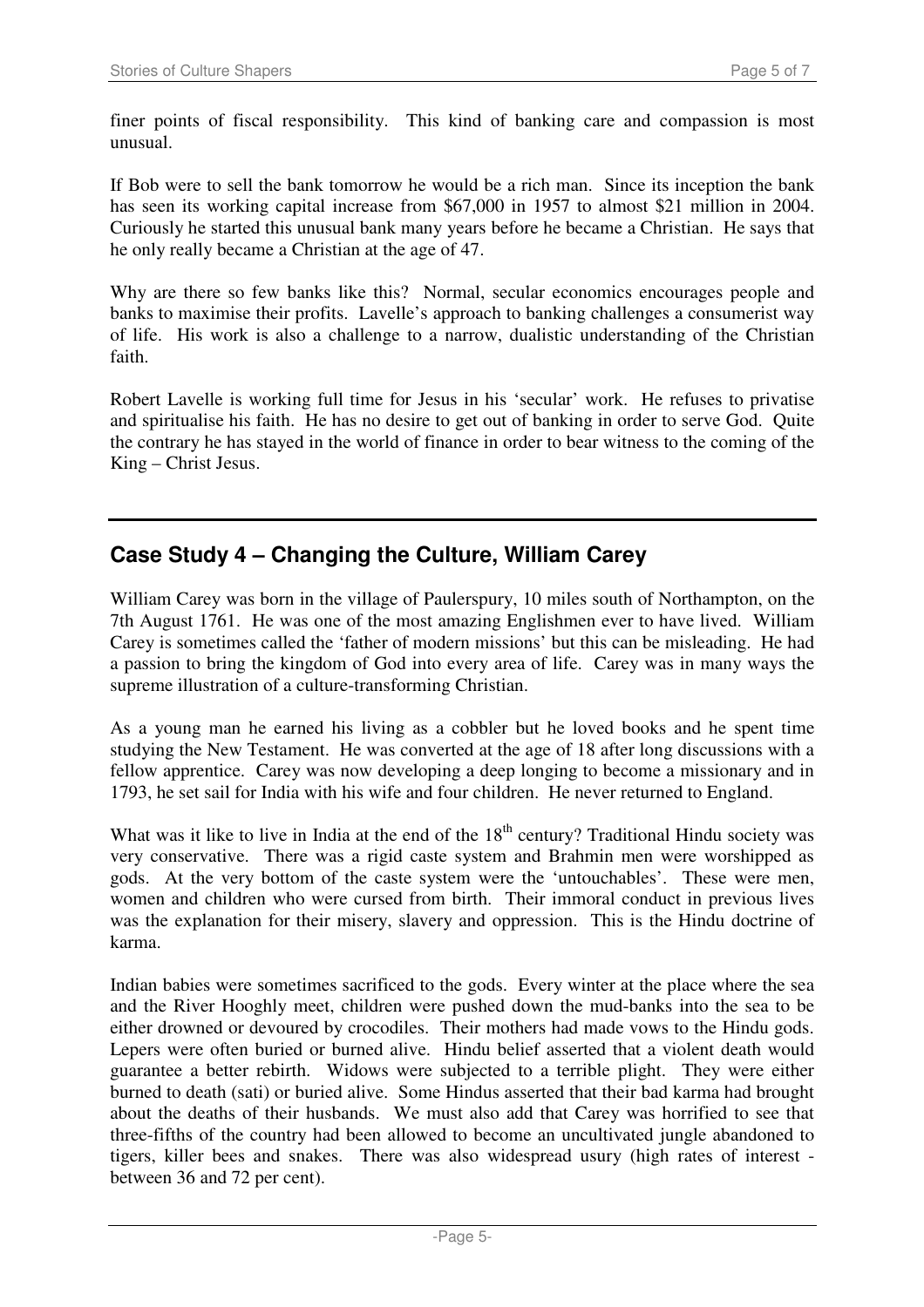finer points of fiscal responsibility. This kind of banking care and compassion is most unusual.

If Bob were to sell the bank tomorrow he would be a rich man. Since its inception the bank has seen its working capital increase from $67,000 in 1957 to almost $21 million in 2004. Curiously he started this unusual bank many years before he became a Christian. He says that he only really became a Christian at the age of 47.

Why are there so few banks like this? Normal, secular economics encourages people and banks to maximise their profits. Lavelle's approach to banking challenges a consumerist way of life. His work is also a challenge to a narrow, dualistic understanding of the Christian faith.

Robert Lavelle is working full time for Jesus in his 'secular' work. He refuses to privatise and spiritualise his faith. He has no desire to get out of banking in order to serve God. Quite the contrary he has stayed in the world of finance in order to bear witness to the coming of the King – Christ Jesus.

---

## Case Study 4 – Changing the Culture, William Carey

William Carey was born in the village of Paulerspury, 10 miles south of Northampton, on the 7th August 1761. He was one of the most amazing Englishmen ever to have lived. William Carey is sometimes called the 'father of modern missions' but this can be misleading. He had a passion to bring the kingdom of God into every area of life. Carey was in many ways the supreme illustration of a culture-transforming Christian.

As a young man he earned his living as a cobbler but he loved books and he spent time studying the New Testament. He was converted at the age of 18 after long discussions with a fellow apprentice. Carey was now developing a deep longing to become a missionary and in 1793, he set sail for India with his wife and four children. He never returned to England.

What was it like to live in India at the end of the 18th century? Traditional Hindu society was very conservative. There was a rigid caste system and Brahmin men were worshipped as gods. At the very bottom of the caste system were the 'untouchables'. These were men, women and children who were cursed from birth. Their immoral conduct in previous lives was the explanation for their misery, slavery and oppression. This is the Hindu doctrine of karma.

Indian babies were sometimes sacrificed to the gods. Every winter at the place where the sea and the River Hooghly meet, children were pushed down the mud-banks into the sea to be either drowned or devoured by crocodiles. Their mothers had made vows to the Hindu gods. Lepers were often buried or burned alive. Hindu belief asserted that a violent death would guarantee a better rebirth. Widows were subjected to a terrible plight. They were either burned to death (sati) or buried alive. Some Hindus asserted that their bad karma had brought about the deaths of their husbands. We must also add that Carey was horrified to see that three-fifths of the country had been allowed to become an uncultivated jungle abandoned to tigers, killer bees and snakes. There was also widespread usury (high rates of interest - between 36 and 72 per cent).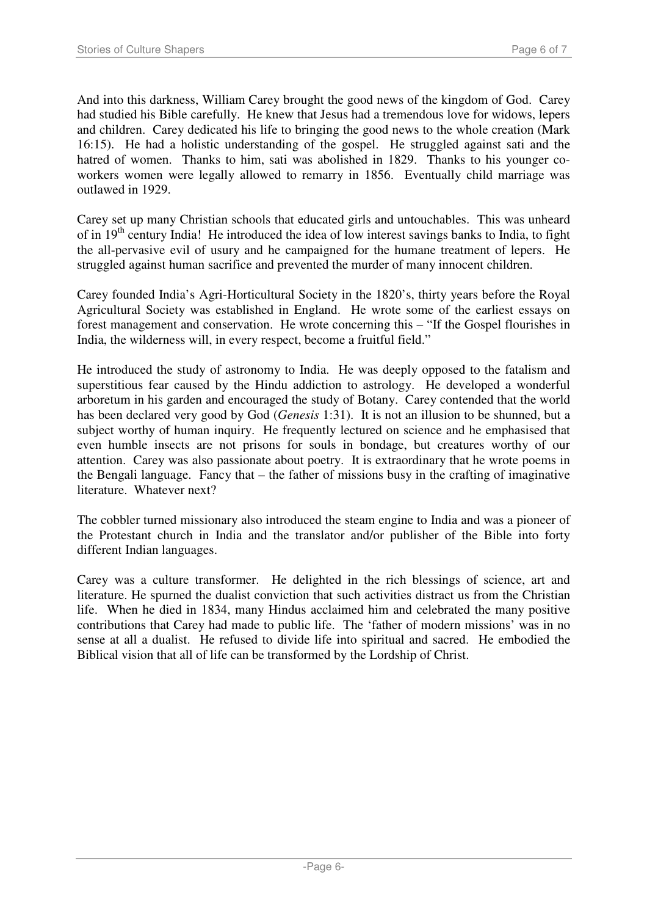And into this darkness, William Carey brought the good news of the kingdom of God. Carey had studied his Bible carefully. He knew that Jesus had a tremendous love for widows, lepers and children. Carey dedicated his life to bringing the good news to the whole creation (Mark 16:15). He had a holistic understanding of the gospel. He struggled against sati and the hatred of women. Thanks to him, sati was abolished in 1829. Thanks to his younger co-workers women were legally allowed to remarry in 1856. Eventually child marriage was outlawed in 1929.

Carey set up many Christian schools that educated girls and untouchables. This was unheard of in 19th century India! He introduced the idea of low interest savings banks to India, to fight the all-pervasive evil of usury and he campaigned for the humane treatment of lepers. He struggled against human sacrifice and prevented the murder of many innocent children.

Carey founded India's Agri-Horticultural Society in the 1820's, thirty years before the Royal Agricultural Society was established in England. He wrote some of the earliest essays on forest management and conservation. He wrote concerning this – "If the Gospel flourishes in India, the wilderness will, in every respect, become a fruitful field."

He introduced the study of astronomy to India. He was deeply opposed to the fatalism and superstitious fear caused by the Hindu addiction to astrology. He developed a wonderful arboretum in his garden and encouraged the study of Botany. Carey contended that the world has been declared very good by God (*Genesis* 1:31). It is not an illusion to be shunned, but a subject worthy of human inquiry. He frequently lectured on science and he emphasised that even humble insects are not prisons for souls in bondage, but creatures worthy of our attention. Carey was also passionate about poetry. It is extraordinary that he wrote poems in the Bengali language. Fancy that – the father of missions busy in the crafting of imaginative literature. Whatever next?

The cobbler turned missionary also introduced the steam engine to India and was a pioneer of the Protestant church in India and the translator and/or publisher of the Bible into forty different Indian languages.

Carey was a culture transformer. He delighted in the rich blessings of science, art and literature. He spurned the dualist conviction that such activities distract us from the Christian life. When he died in 1834, many Hindus acclaimed him and celebrated the many positive contributions that Carey had made to public life. The 'father of modern missions' was in no sense at all a dualist. He refused to divide life into spiritual and sacred. He embodied the Biblical vision that all of life can be transformed by the Lordship of Christ.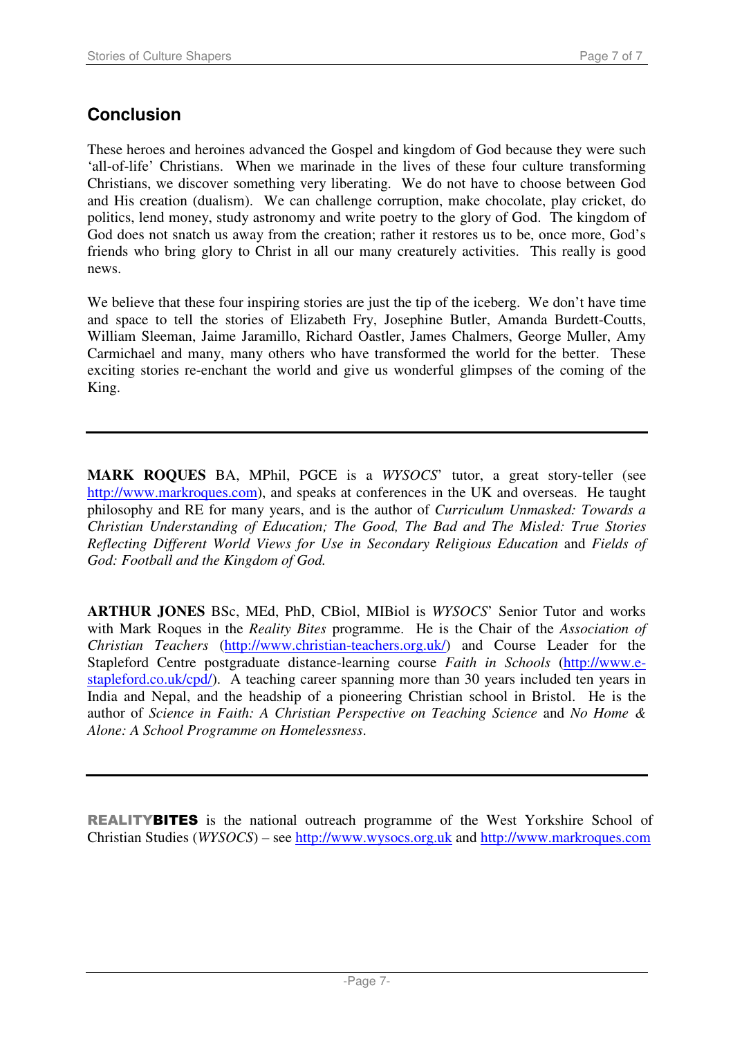## Conclusion

These heroes and heroines advanced the Gospel and kingdom of God because they were such 'all-of-life' Christians. When we marinade in the lives of these four culture transforming Christians, we discover something very liberating. We do not have to choose between God and His creation (dualism). We can challenge corruption, make chocolate, play cricket, do politics, lend money, study astronomy and write poetry to the glory of God. The kingdom of God does not snatch us away from the creation; rather it restores us to be, once more, God's friends who bring glory to Christ in all our many creaturely activities. This really is good news.

We believe that these four inspiring stories are just the tip of the iceberg. We don't have time and space to tell the stories of Elizabeth Fry, Josephine Butler, Amanda Burdett-Coutts, William Sleeman, Jaime Jaramillo, Richard Oastler, James Chalmers, George Muller, Amy Carmichael and many, many others who have transformed the world for the better. These exciting stories re-enchant the world and give us wonderful glimpses of the coming of the King.

---

**MARK ROQUES** BA, MPhil, PGCE is a *WYSOCS*' tutor, a great story-teller (see http://www.markroques.com), and speaks at conferences in the UK and overseas. He taught philosophy and RE for many years, and is the author of *Curriculum Unmasked: Towards a Christian Understanding of Education; The Good, The Bad and The Misled: True Stories Reflecting Different World Views for Use in Secondary Religious Education* and *Fields of God: Football and the Kingdom of God.*

**ARTHUR JONES** BSc, MEd, PhD, CBiol, MIBiol is *WYSOCS*' Senior Tutor and works with Mark Roques in the *Reality Bites* programme. He is the Chair of the *Association of Christian Teachers* (http://www.christian-teachers.org.uk/) and Course Leader for the Stapleford Centre postgraduate distance-learning course *Faith in Schools* (http://www.e-stapleford.co.uk/cpd/). A teaching career spanning more than 30 years included ten years in India and Nepal, and the headship of a pioneering Christian school in Bristol. He is the author of *Science in Faith: A Christian Perspective on Teaching Science* and *No Home & Alone: A School Programme on Homelessness*.

---

**REALITYBITES** is the national outreach programme of the West Yorkshire School of Christian Studies (*WYSOCS*) – see http://www.wysocs.org.uk and http://www.markroques.com